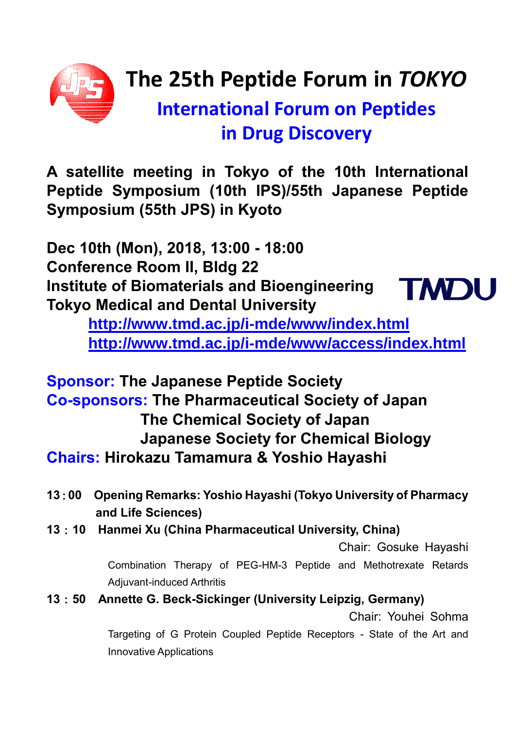# The 25th Peptide Forum in *TOKYO*

## International Forum on Peptides in Drug Discovery

**A satellite meeting in Tokyo of the 10th International Peptide Symposium (10th IPS)/55th Japanese Peptide Symposium (55th JPS) in Kyoto**

**Dec 10th (Mon), 2018, 13:00 - 18:00**
**Conference Room II, Bldg 22**
**Institute of Biomaterials and Bioengineering**
**Tokyo Medical and Dental University**

http://www.tmd.ac.jp/i-mde/www/index.html
http://www.tmd.ac.jp/i-mde/www/access/index.html

**Sponsor: The Japanese Peptide Society**
**Co-sponsors: The Pharmaceutical Society of Japan**
**The Chemical Society of Japan**
**Japanese Society for Chemical Biology**
**Chairs: Hirokazu Tamamura & Yoshio Hayashi**

**13：00 Opening Remarks: Yoshio Hayashi (Tokyo University of Pharmacy and Life Sciences)**

**13：10 Hanmei Xu (China Pharmaceutical University, China)**

Chair: Gosuke Hayashi

Combination Therapy of PEG-HM-3 Peptide and Methotrexate Retards Adjuvant-induced Arthritis

**13：50 Annette G. Beck-Sickinger (University Leipzig, Germany)**

Chair: Youhei Sohma

Targeting of G Protein Coupled Peptide Receptors - State of the Art and Innovative Applications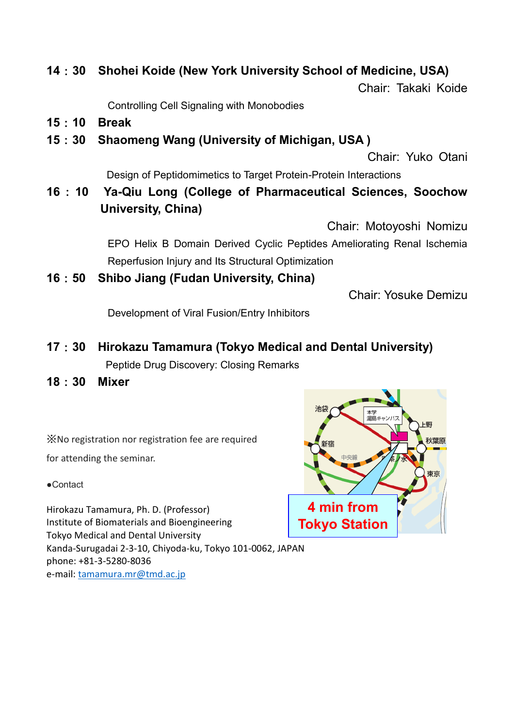**14：30 Shohei Koide (New York University School of Medicine, USA)**

Chair: Takaki Koide

Controlling Cell Signaling with Monobodies

**15：10 Break**

**15：30 Shaomeng Wang (University of Michigan, USA )**

Chair: Yuko Otani

Design of Peptidomimetics to Target Protein-Protein Interactions

**16：10 Ya-Qiu Long (College of Pharmaceutical Sciences, Soochow University, China)**

Chair: Motoyoshi Nomizu

EPO Helix B Domain Derived Cyclic Peptides Ameliorating Renal Ischemia Reperfusion Injury and Its Structural Optimization

**16：50 Shibo Jiang (Fudan University, China)**

Chair: Yosuke Demizu

Development of Viral Fusion/Entry Inhibitors

**17：30 Hirokazu Tamamura (Tokyo Medical and Dental University)**

Peptide Drug Discovery: Closing Remarks

**18：30 Mixer**

※No registration nor registration fee are required for attending the seminar.

●Contact

Hirokazu Tamamura, Ph. D. (Professor)
Institute of Biomaterials and Bioengineering
Tokyo Medical and Dental University
Kanda-Surugadai 2-3-10, Chiyoda-ku, Tokyo 101-0062, JAPAN
phone: +81-3-5280-8036
e-mail: tamamura.mr@tmd.ac.jp

池袋
本学
湯島キャンパス
上野
秋葉原
新宿
中央線
御茶ノ水
東京

4 min from Tokyo Station